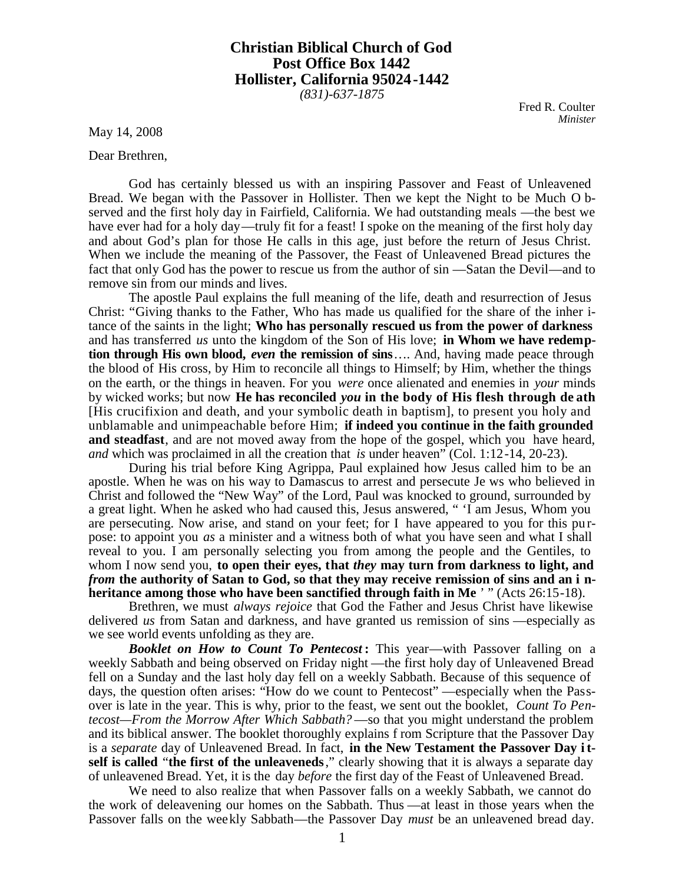# Christian Biblical Church of God
## Post Office Box 1442
## Hollister, California 95024-1442

*(831)-637-1875*

Fred R. Coulter
*Minister*

May 14, 2008

Dear Brethren,

God has certainly blessed us with an inspiring Passover and Feast of Unleavened Bread. We began with the Passover in Hollister. Then we kept the Night to be Much Observed and the first holy day in Fairfield, California. We had outstanding meals—the best we have ever had for a holy day—truly fit for a feast! I spoke on the meaning of the first holy day and about God's plan for those He calls in this age, just before the return of Jesus Christ. When we include the meaning of the Passover, the Feast of Unleavened Bread pictures the fact that only God has the power to rescue us from the author of sin—Satan the Devil—and to remove sin from our minds and lives.

The apostle Paul explains the full meaning of the life, death and resurrection of Jesus Christ: "Giving thanks to the Father, Who has made us qualified for the share of the inheritance of the saints in the light; **Who has personally rescued us from the power of darkness** and has transferred *us* unto the kingdom of the Son of His love; **in Whom we have redemption through His own blood, *even* the remission of sins**…. And, having made peace through the blood of His cross, by Him to reconcile all things to Himself; by Him, whether the things on the earth, or the things in heaven. For you *were* once alienated and enemies in *your* minds by wicked works; but now **He has reconciled *you* in the body of His flesh through death** [His crucifixion and death, and your symbolic death in baptism], to present you holy and unblamable and unimpeachable before Him; **if indeed you continue in the faith grounded and steadfast**, and are not moved away from the hope of the gospel, which you have heard, *and* which was proclaimed in all the creation that *is* under heaven" (Col. 1:12-14, 20-23).

During his trial before King Agrippa, Paul explained how Jesus called him to be an apostle. When he was on his way to Damascus to arrest and persecute Jews who believed in Christ and followed the "New Way" of the Lord, Paul was knocked to ground, surrounded by a great light. When he asked who had caused this, Jesus answered, " 'I am Jesus, Whom you are persecuting. Now arise, and stand on your feet; for I have appeared to you for this purpose: to appoint you *as* a minister and a witness both of what you have seen and what I shall reveal to you. I am personally selecting you from among the people and the Gentiles, to whom I now send you, **to open their eyes, that *they* may turn from darkness to light, and *from* the authority of Satan to God, so that they may receive remission of sins and an inheritance among those who have been sanctified through faith in Me** ' " (Acts 26:15-18).

Brethren, we must *always rejoice* that God the Father and Jesus Christ have likewise delivered *us* from Satan and darkness, and have granted us remission of sins—especially as we see world events unfolding as they are.

***Booklet on How to Count To Pentecost*:** This year—with Passover falling on a weekly Sabbath and being observed on Friday night—the first holy day of Unleavened Bread fell on a Sunday and the last holy day fell on a weekly Sabbath. Because of this sequence of days, the question often arises: "How do we count to Pentecost"—especially when the Passover is late in the year. This is why, prior to the feast, we sent out the booklet, *Count To Pentecost—From the Morrow After Which Sabbath?*—so that you might understand the problem and its biblical answer. The booklet thoroughly explains from Scripture that the Passover Day is a *separate* day of Unleavened Bread. In fact, **in the New Testament the Passover Day itself is called "the first of the unleaveneds**," clearly showing that it is always a separate day of unleavened Bread. Yet, it is the day *before* the first day of the Feast of Unleavened Bread.

We need to also realize that when Passover falls on a weekly Sabbath, we cannot do the work of deleavening our homes on the Sabbath. Thus—at least in those years when the Passover falls on the weekly Sabbath—the Passover Day *must* be an unleavened bread day.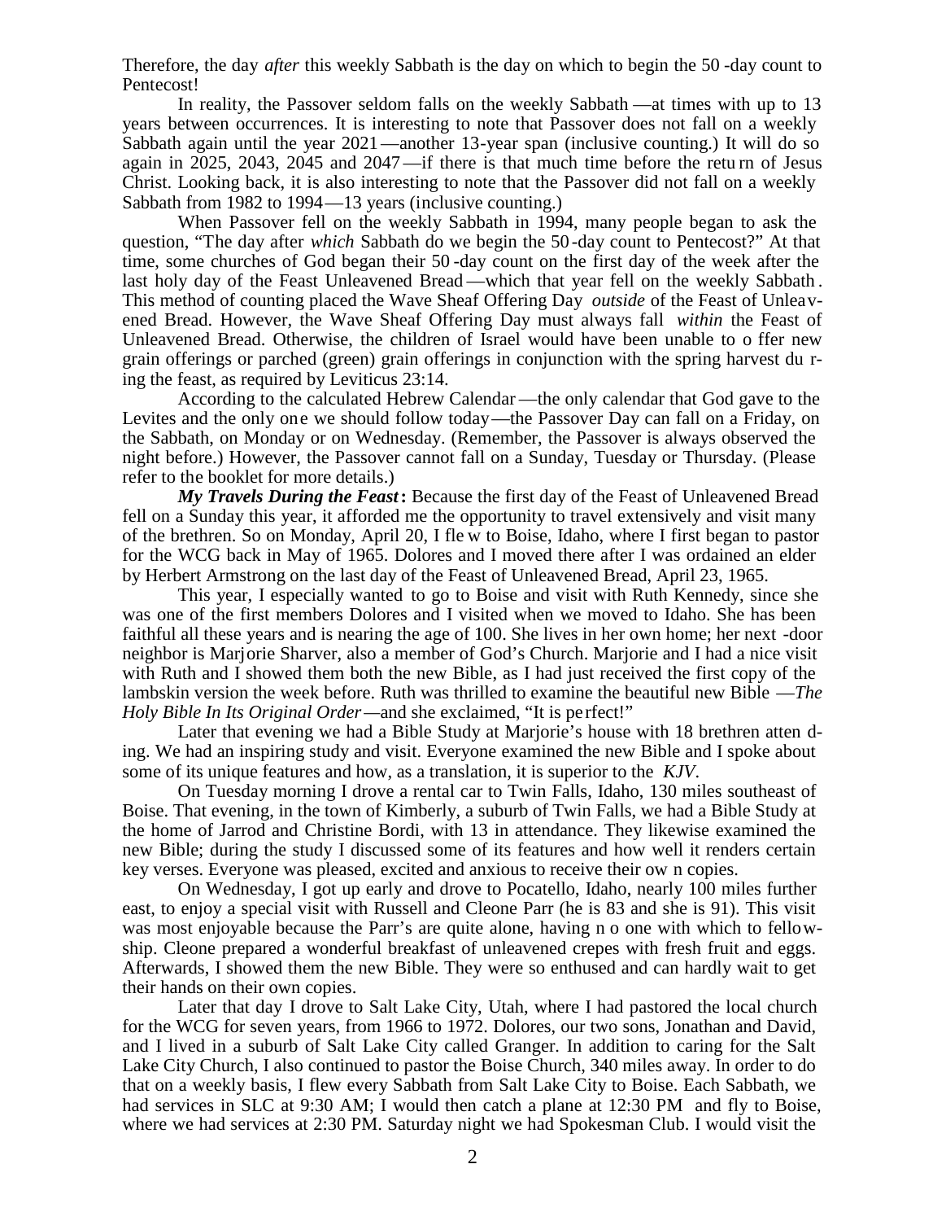Therefore, the day *after* this weekly Sabbath is the day on which to begin the 50-day count to Pentecost!

In reality, the Passover seldom falls on the weekly Sabbath—at times with up to 13 years between occurrences. It is interesting to note that Passover does not fall on a weekly Sabbath again until the year 2021—another 13-year span (inclusive counting.) It will do so again in 2025, 2043, 2045 and 2047—if there is that much time before the return of Jesus Christ. Looking back, it is also interesting to note that the Passover did not fall on a weekly Sabbath from 1982 to 1994—13 years (inclusive counting.)

When Passover fell on the weekly Sabbath in 1994, many people began to ask the question, "The day after *which* Sabbath do we begin the 50-day count to Pentecost?" At that time, some churches of God began their 50-day count on the first day of the week after the last holy day of the Feast Unleavened Bread—which that year fell on the weekly Sabbath. This method of counting placed the Wave Sheaf Offering Day *outside* of the Feast of Unleavened Bread. However, the Wave Sheaf Offering Day must always fall *within* the Feast of Unleavened Bread. Otherwise, the children of Israel would have been unable to offer new grain offerings or parched (green) grain offerings in conjunction with the spring harvest during the feast, as required by Leviticus 23:14.

According to the calculated Hebrew Calendar—the only calendar that God gave to the Levites and the only one we should follow today—the Passover Day can fall on a Friday, on the Sabbath, on Monday or on Wednesday. (Remember, the Passover is always observed the night before.) However, the Passover cannot fall on a Sunday, Tuesday or Thursday. (Please refer to the booklet for more details.)

***My Travels During the Feast*:** Because the first day of the Feast of Unleavened Bread fell on a Sunday this year, it afforded me the opportunity to travel extensively and visit many of the brethren. So on Monday, April 20, I flew to Boise, Idaho, where I first began to pastor for the WCG back in May of 1965. Dolores and I moved there after I was ordained an elder by Herbert Armstrong on the last day of the Feast of Unleavened Bread, April 23, 1965.

This year, I especially wanted to go to Boise and visit with Ruth Kennedy, since she was one of the first members Dolores and I visited when we moved to Idaho. She has been faithful all these years and is nearing the age of 100. She lives in her own home; her next-door neighbor is Marjorie Sharver, also a member of God's Church. Marjorie and I had a nice visit with Ruth and I showed them both the new Bible, as I had just received the first copy of the lambskin version the week before. Ruth was thrilled to examine the beautiful new Bible—*The Holy Bible In Its Original Order*—and she exclaimed, "It is perfect!"

Later that evening we had a Bible Study at Marjorie's house with 18 brethren attending. We had an inspiring study and visit. Everyone examined the new Bible and I spoke about some of its unique features and how, as a translation, it is superior to the *KJV*.

On Tuesday morning I drove a rental car to Twin Falls, Idaho, 130 miles southeast of Boise. That evening, in the town of Kimberly, a suburb of Twin Falls, we had a Bible Study at the home of Jarrod and Christine Bordi, with 13 in attendance. They likewise examined the new Bible; during the study I discussed some of its features and how well it renders certain key verses. Everyone was pleased, excited and anxious to receive their own copies.

On Wednesday, I got up early and drove to Pocatello, Idaho, nearly 100 miles further east, to enjoy a special visit with Russell and Cleone Parr (he is 83 and she is 91). This visit was most enjoyable because the Parr's are quite alone, having no one with which to fellowship. Cleone prepared a wonderful breakfast of unleavened crepes with fresh fruit and eggs. Afterwards, I showed them the new Bible. They were so enthused and can hardly wait to get their hands on their own copies.

Later that day I drove to Salt Lake City, Utah, where I had pastored the local church for the WCG for seven years, from 1966 to 1972. Dolores, our two sons, Jonathan and David, and I lived in a suburb of Salt Lake City called Granger. In addition to caring for the Salt Lake City Church, I also continued to pastor the Boise Church, 340 miles away. In order to do that on a weekly basis, I flew every Sabbath from Salt Lake City to Boise. Each Sabbath, we had services in SLC at 9:30 AM; I would then catch a plane at 12:30 PM and fly to Boise, where we had services at 2:30 PM. Saturday night we had Spokesman Club. I would visit the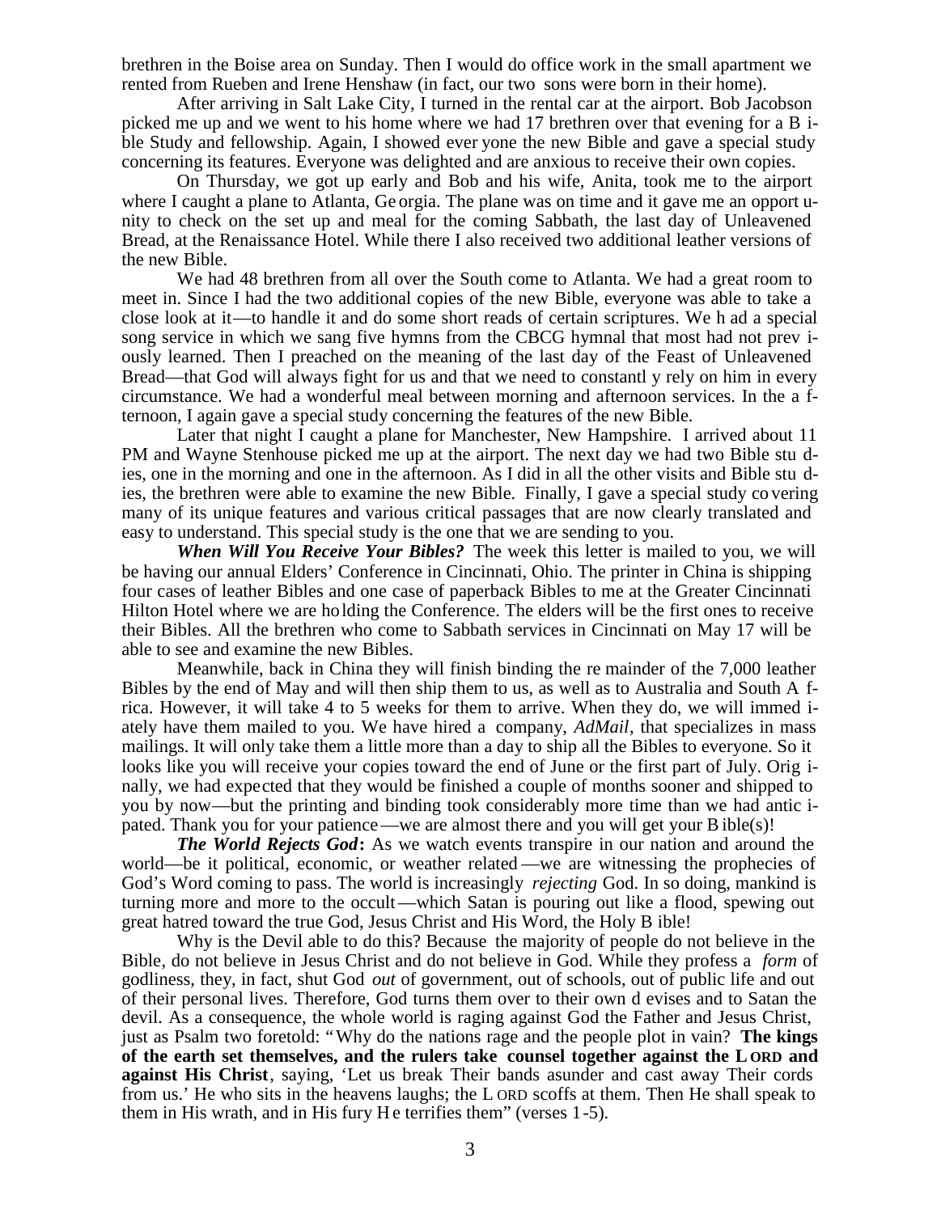brethren in the Boise area on Sunday. Then I would do office work in the small apartment we rented from Rueben and Irene Henshaw (in fact, our two sons were born in their home).

After arriving in Salt Lake City, I turned in the rental car at the airport. Bob Jacobson picked me up and we went to his home where we had 17 brethren over that evening for a Bible Study and fellowship. Again, I showed everyone the new Bible and gave a special study concerning its features. Everyone was delighted and are anxious to receive their own copies.

On Thursday, we got up early and Bob and his wife, Anita, took me to the airport where I caught a plane to Atlanta, Georgia. The plane was on time and it gave me an opportunity to check on the set up and meal for the coming Sabbath, the last day of Unleavened Bread, at the Renaissance Hotel. While there I also received two additional leather versions of the new Bible.

We had 48 brethren from all over the South come to Atlanta. We had a great room to meet in. Since I had the two additional copies of the new Bible, everyone was able to take a close look at it—to handle it and do some short reads of certain scriptures. We had a special song service in which we sang five hymns from the CBCG hymnal that most had not previously learned. Then I preached on the meaning of the last day of the Feast of Unleavened Bread—that God will always fight for us and that we need to constantly rely on him in every circumstance. We had a wonderful meal between morning and afternoon services. In the afternoon, I again gave a special study concerning the features of the new Bible.

Later that night I caught a plane for Manchester, New Hampshire. I arrived about 11 PM and Wayne Stenhouse picked me up at the airport. The next day we had two Bible studies, one in the morning and one in the afternoon. As I did in all the other visits and Bible studies, the brethren were able to examine the new Bible. Finally, I gave a special study covering many of its unique features and various critical passages that are now clearly translated and easy to understand. This special study is the one that we are sending to you.

***When Will You Receive Your Bibles?*** The week this letter is mailed to you, we will be having our annual Elders' Conference in Cincinnati, Ohio. The printer in China is shipping four cases of leather Bibles and one case of paperback Bibles to me at the Greater Cincinnati Hilton Hotel where we are holding the Conference. The elders will be the first ones to receive their Bibles. All the brethren who come to Sabbath services in Cincinnati on May 17 will be able to see and examine the new Bibles.

Meanwhile, back in China they will finish binding the remainder of the 7,000 leather Bibles by the end of May and will then ship them to us, as well as to Australia and South Africa. However, it will take 4 to 5 weeks for them to arrive. When they do, we will immediately have them mailed to you. We have hired a company, *AdMail*, that specializes in mass mailings. It will only take them a little more than a day to ship all the Bibles to everyone. So it looks like you will receive your copies toward the end of June or the first part of July. Originally, we had expected that they would be finished a couple of months sooner and shipped to you by now—but the printing and binding took considerably more time than we had anticipated. Thank you for your patience—we are almost there and you will get your Bible(s)!

***The World Rejects God*:** As we watch events transpire in our nation and around the world—be it political, economic, or weather related—we are witnessing the prophecies of God's Word coming to pass. The world is increasingly *rejecting* God. In so doing, mankind is turning more and more to the occult—which Satan is pouring out like a flood, spewing out great hatred toward the true God, Jesus Christ and His Word, the Holy Bible!

Why is the Devil able to do this? Because the majority of people do not believe in the Bible, do not believe in Jesus Christ and do not believe in God. While they profess a *form* of godliness, they, in fact, shut God *out* of government, out of schools, out of public life and out of their personal lives. Therefore, God turns them over to their own devises and to Satan the devil. As a consequence, the whole world is raging against God the Father and Jesus Christ, just as Psalm two foretold: "Why do the nations rage and the people plot in vain? **The kings of the earth set themselves, and the rulers take counsel together against the LORD and against His Christ**, saying, 'Let us break Their bands asunder and cast away Their cords from us.' He who sits in the heavens laughs; the LORD scoffs at them. Then He shall speak to them in His wrath, and in His fury He terrifies them" (verses 1-5).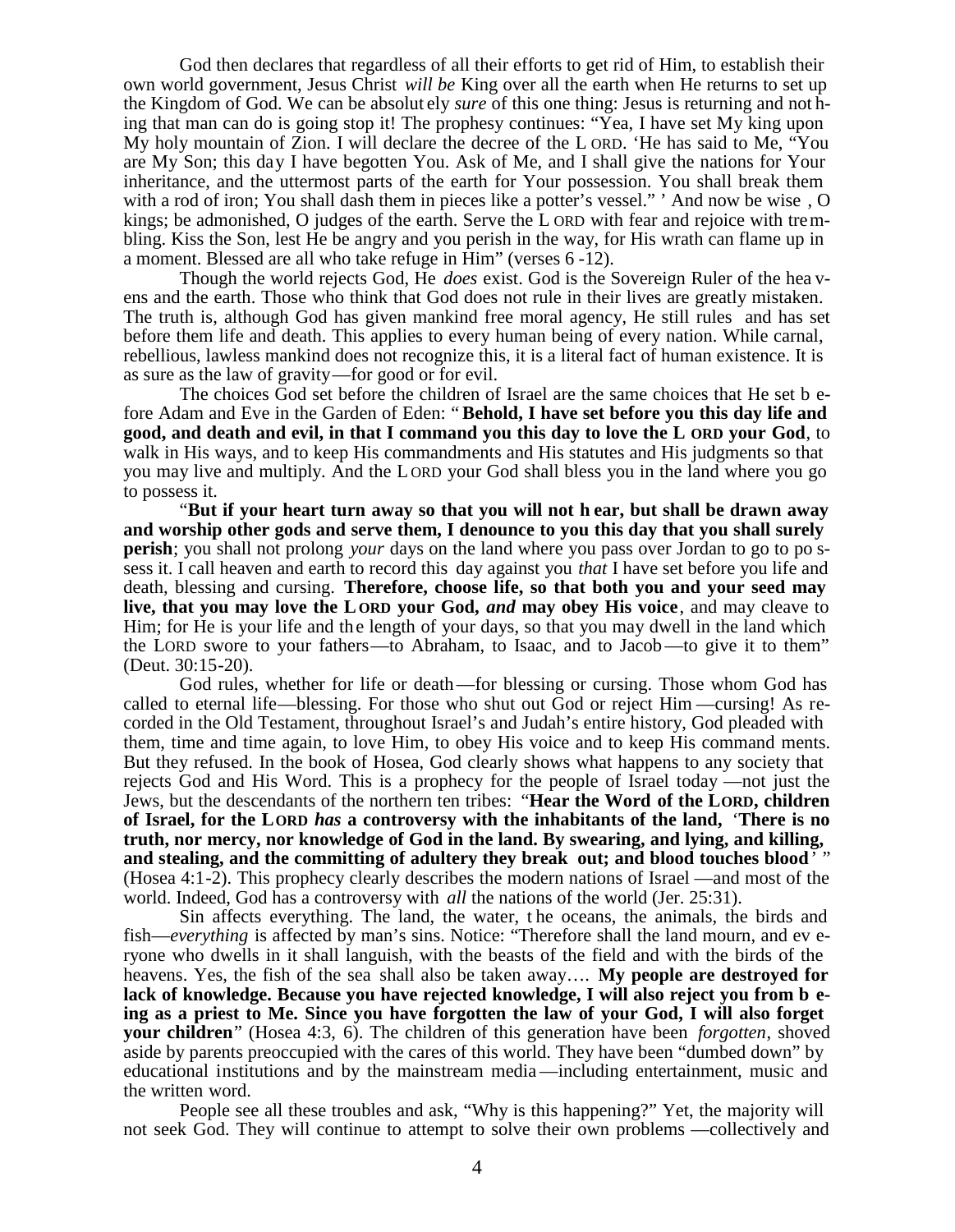God then declares that regardless of all their efforts to get rid of Him, to establish their own world government, Jesus Christ *will be* King over all the earth when He returns to set up the Kingdom of God. We can be absolutely *sure* of this one thing: Jesus is returning and nothing that man can do is going stop it! The prophesy continues: "Yea, I have set My king upon My holy mountain of Zion. I will declare the decree of the LORD. 'He has said to Me, "You are My Son; this day I have begotten You. Ask of Me, and I shall give the nations for Your inheritance, and the uttermost parts of the earth for Your possession. You shall break them with a rod of iron; You shall dash them in pieces like a potter's vessel." ' And now be wise, O kings; be admonished, O judges of the earth. Serve the LORD with fear and rejoice with trembling. Kiss the Son, lest He be angry and you perish in the way, for His wrath can flame up in a moment. Blessed are all who take refuge in Him" (verses 6-12).

Though the world rejects God, He *does* exist. God is the Sovereign Ruler of the heavens and the earth. Those who think that God does not rule in their lives are greatly mistaken. The truth is, although God has given mankind free moral agency, He still rules and has set before them life and death. This applies to every human being of every nation. While carnal, rebellious, lawless mankind does not recognize this, it is a literal fact of human existence. It is as sure as the law of gravity—for good or for evil.

The choices God set before the children of Israel are the same choices that He set before Adam and Eve in the Garden of Eden: "**Behold, I have set before you this day life and good, and death and evil, in that I command you this day to love the LORD your God**, to walk in His ways, and to keep His commandments and His statutes and His judgments so that you may live and multiply. And the LORD your God shall bless you in the land where you go to possess it.

"**But if your heart turn away so that you will not hear, but shall be drawn away and worship other gods and serve them, I denounce to you this day that you shall surely perish**; you shall not prolong *your* days on the land where you pass over Jordan to go to possess it. I call heaven and earth to record this day against you *that* I have set before you life and death, blessing and cursing. **Therefore, choose life, so that both you and your seed may live, that you may love the LORD your God, *and* may obey His voice**, and may cleave to Him; for He is your life and the length of your days, so that you may dwell in the land which the LORD swore to your fathers—to Abraham, to Isaac, and to Jacob—to give it to them" (Deut. 30:15-20).

God rules, whether for life or death—for blessing or cursing. Those whom God has called to eternal life—blessing. For those who shut out God or reject Him—cursing! As recorded in the Old Testament, throughout Israel's and Judah's entire history, God pleaded with them, time and time again, to love Him, to obey His voice and to keep His commandments. But they refused. In the book of Hosea, God clearly shows what happens to any society that rejects God and His Word. This is a prophecy for the people of Israel today—not just the Jews, but the descendants of the northern ten tribes: "**Hear the Word of the LORD, children of Israel, for the LORD *has* a controversy with the inhabitants of the land, 'There is no truth, nor mercy, nor knowledge of God in the land. By swearing, and lying, and killing, and stealing, and the committing of adultery they break out; and blood touches blood' "** (Hosea 4:1-2). This prophecy clearly describes the modern nations of Israel—and most of the world. Indeed, God has a controversy with *all* the nations of the world (Jer. 25:31).

Sin affects everything. The land, the water, the oceans, the animals, the birds and fish—*everything* is affected by man's sins. Notice: "Therefore shall the land mourn, and everyone who dwells in it shall languish, with the beasts of the field and with the birds of the heavens. Yes, the fish of the sea shall also be taken away…. **My people are destroyed for lack of knowledge. Because you have rejected knowledge, I will also reject you from being as a priest to Me. Since you have forgotten the law of your God, I will also forget your children**" (Hosea 4:3, 6). The children of this generation have been *forgotten*, shoved aside by parents preoccupied with the cares of this world. They have been "dumbed down" by educational institutions and by the mainstream media—including entertainment, music and the written word.

People see all these troubles and ask, "Why is this happening?" Yet, the majority will not seek God. They will continue to attempt to solve their own problems—collectively and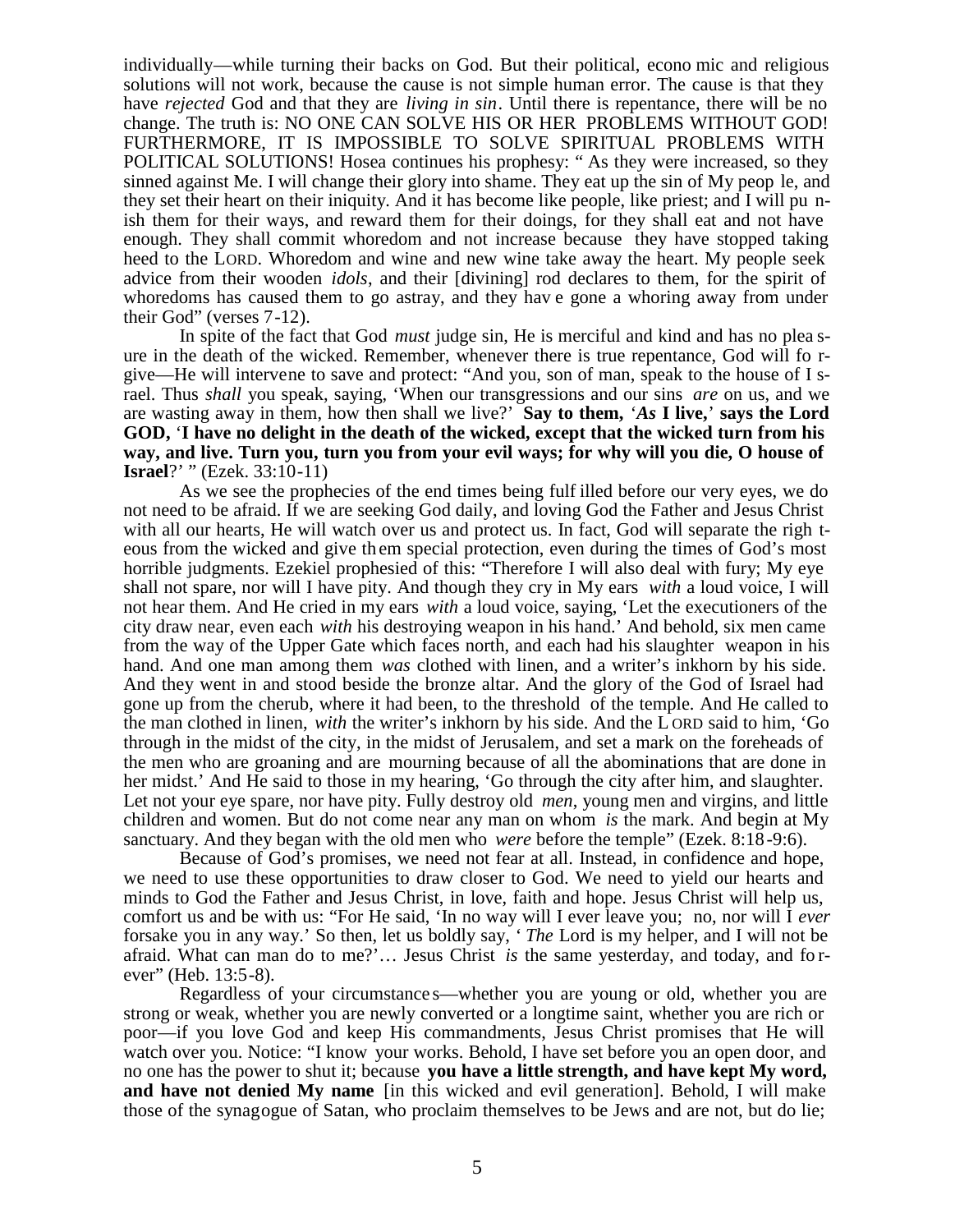individually—while turning their backs on God. But their political, economic and religious solutions will not work, because the cause is not simple human error. The cause is that they have *rejected* God and that they are *living in sin*. Until there is repentance, there will be no change. The truth is: NO ONE CAN SOLVE HIS OR HER PROBLEMS WITHOUT GOD! FURTHERMORE, IT IS IMPOSSIBLE TO SOLVE SPIRITUAL PROBLEMS WITH POLITICAL SOLUTIONS! Hosea continues his prophesy: "As they were increased, so they sinned against Me. I will change their glory into shame. They eat up the sin of My people, and they set their heart on their iniquity. And it has become like people, like priest; and I will punish them for their ways, and reward them for their doings, for they shall eat and not have enough. They shall commit whoredom and not increase because they have stopped taking heed to the LORD. Whoredom and wine and new wine take away the heart. My people seek advice from their wooden *idols*, and their [divining] rod declares to them, for the spirit of whoredoms has caused them to go astray, and they have gone a whoring away from under their God" (verses 7-12).

In spite of the fact that God *must* judge sin, He is merciful and kind and has no pleasure in the death of the wicked. Remember, whenever there is true repentance, God will forgive—He will intervene to save and protect: "And you, son of man, speak to the house of Israel. Thus *shall* you speak, saying, 'When our transgressions and our sins *are* on us, and we are wasting away in them, how then shall we live?' **Say to them, '*As* I live,' says the Lord GOD, 'I have no delight in the death of the wicked, except that the wicked turn from his way, and live. Turn you, turn you from your evil ways; for why will you die, O house of Israel**?' " (Ezek. 33:10-11)

As we see the prophecies of the end times being fulfilled before our very eyes, we do not need to be afraid. If we are seeking God daily, and loving God the Father and Jesus Christ with all our hearts, He will watch over us and protect us. In fact, God will separate the righteous from the wicked and give them special protection, even during the times of God's most horrible judgments. Ezekiel prophesied of this: "Therefore I will also deal with fury; My eye shall not spare, nor will I have pity. And though they cry in My ears *with* a loud voice, I will not hear them. And He cried in my ears *with* a loud voice, saying, 'Let the executioners of the city draw near, even each *with* his destroying weapon in his hand.' And behold, six men came from the way of the Upper Gate which faces north, and each had his slaughter weapon in his hand. And one man among them *was* clothed with linen, and a writer's inkhorn by his side. And they went in and stood beside the bronze altar. And the glory of the God of Israel had gone up from the cherub, where it had been, to the threshold of the temple. And He called to the man clothed in linen, *with* the writer's inkhorn by his side. And the LORD said to him, 'Go through in the midst of the city, in the midst of Jerusalem, and set a mark on the foreheads of the men who are groaning and are mourning because of all the abominations that are done in her midst.' And He said to those in my hearing, 'Go through the city after him, and slaughter. Let not your eye spare, nor have pity. Fully destroy old *men*, young men and virgins, and little children and women. But do not come near any man on whom *is* the mark. And begin at My sanctuary. And they began with the old men who *were* before the temple" (Ezek. 8:18-9:6).

Because of God's promises, we need not fear at all. Instead, in confidence and hope, we need to use these opportunities to draw closer to God. We need to yield our hearts and minds to God the Father and Jesus Christ, in love, faith and hope. Jesus Christ will help us, comfort us and be with us: "For He said, 'In no way will I ever leave you; no, nor will I *ever* forsake you in any way.' So then, let us boldly say, '*The* Lord is my helper, and I will not be afraid. What can man do to me?'… Jesus Christ *is* the same yesterday, and today, and forever" (Heb. 13:5-8).

Regardless of your circumstances—whether you are young or old, whether you are strong or weak, whether you are newly converted or a longtime saint, whether you are rich or poor—if you love God and keep His commandments, Jesus Christ promises that He will watch over you. Notice: "I know your works. Behold, I have set before you an open door, and no one has the power to shut it; because **you have a little strength, and have kept My word, and have not denied My name** [in this wicked and evil generation]. Behold, I will make those of the synagogue of Satan, who proclaim themselves to be Jews and are not, but do lie;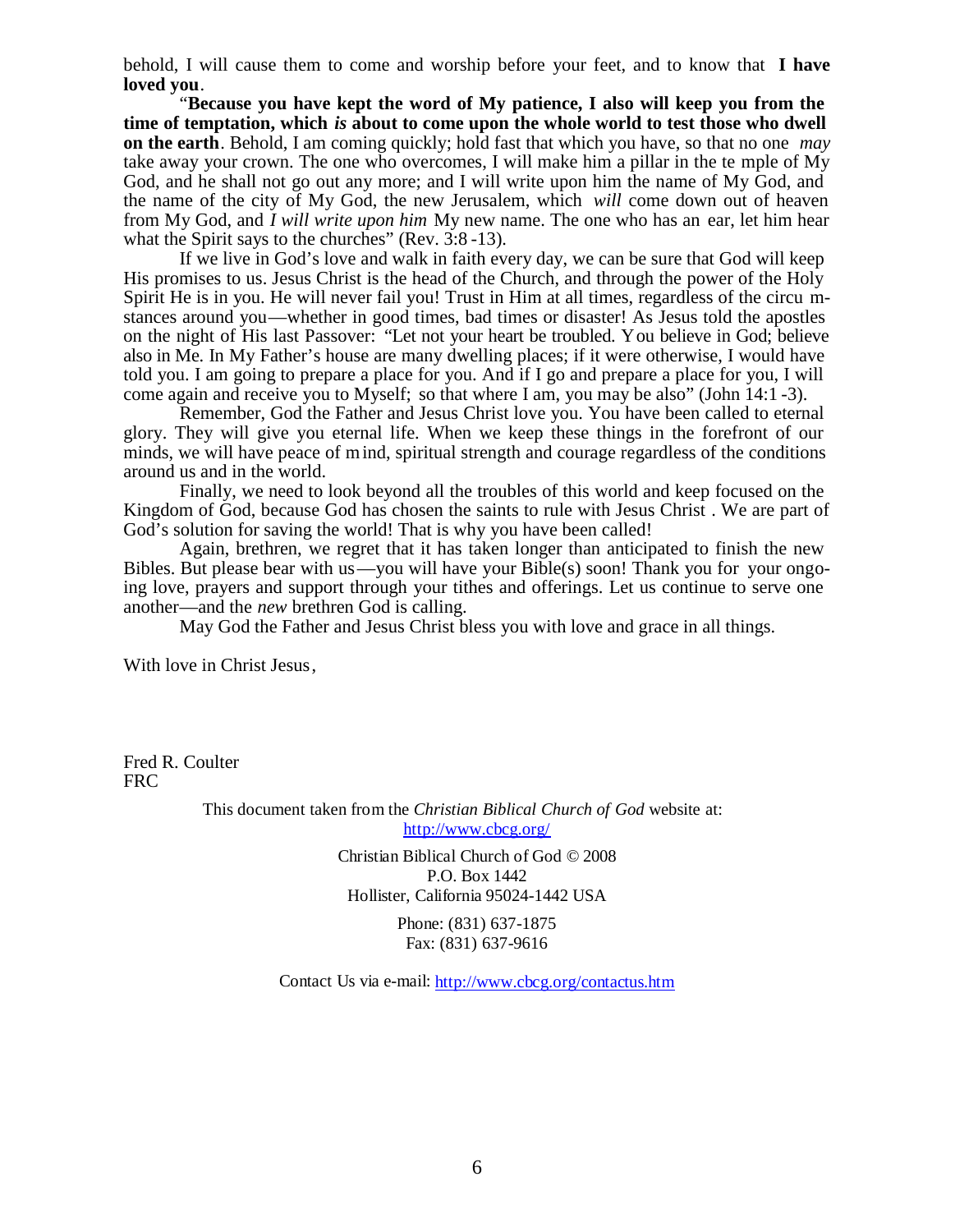behold, I will cause them to come and worship before your feet, and to know that **I have loved you**.

"**Because you have kept the word of My patience, I also will keep you from the time of temptation, which *is* about to come upon the whole world to test those who dwell on the earth**. Behold, I am coming quickly; hold fast that which you have, so that no one *may* take away your crown. The one who overcomes, I will make him a pillar in the temple of My God, and he shall not go out any more; and I will write upon him the name of My God, and the name of the city of My God, the new Jerusalem, which *will* come down out of heaven from My God, and *I will write upon him* My new name. The one who has an ear, let him hear what the Spirit says to the churches" (Rev. 3:8-13).

If we live in God's love and walk in faith every day, we can be sure that God will keep His promises to us. Jesus Christ is the head of the Church, and through the power of the Holy Spirit He is in you. He will never fail you! Trust in Him at all times, regardless of the circumstances around you—whether in good times, bad times or disaster! As Jesus told the apostles on the night of His last Passover: "Let not your heart be troubled. You believe in God; believe also in Me. In My Father's house are many dwelling places; if it were otherwise, I would have told you. I am going to prepare a place for you. And if I go and prepare a place for you, I will come again and receive you to Myself; so that where I am, you may be also" (John 14:1-3).

Remember, God the Father and Jesus Christ love you. You have been called to eternal glory. They will give you eternal life. When we keep these things in the forefront of our minds, we will have peace of mind, spiritual strength and courage regardless of the conditions around us and in the world.

Finally, we need to look beyond all the troubles of this world and keep focused on the Kingdom of God, because God has chosen the saints to rule with Jesus Christ. We are part of God's solution for saving the world! That is why you have been called!

Again, brethren, we regret that it has taken longer than anticipated to finish the new Bibles. But please bear with us—you will have your Bible(s) soon! Thank you for your ongoing love, prayers and support through your tithes and offerings. Let us continue to serve one another—and the *new* brethren God is calling.

May God the Father and Jesus Christ bless you with love and grace in all things.

With love in Christ Jesus,

Fred R. Coulter
FRC

This document taken from the *Christian Biblical Church of God* website at:
http://www.cbcg.org/

Christian Biblical Church of God © 2008
P.O. Box 1442
Hollister, California 95024-1442 USA

Phone: (831) 637-1875
Fax: (831) 637-9616

Contact Us via e-mail: http://www.cbcg.org/contactus.htm